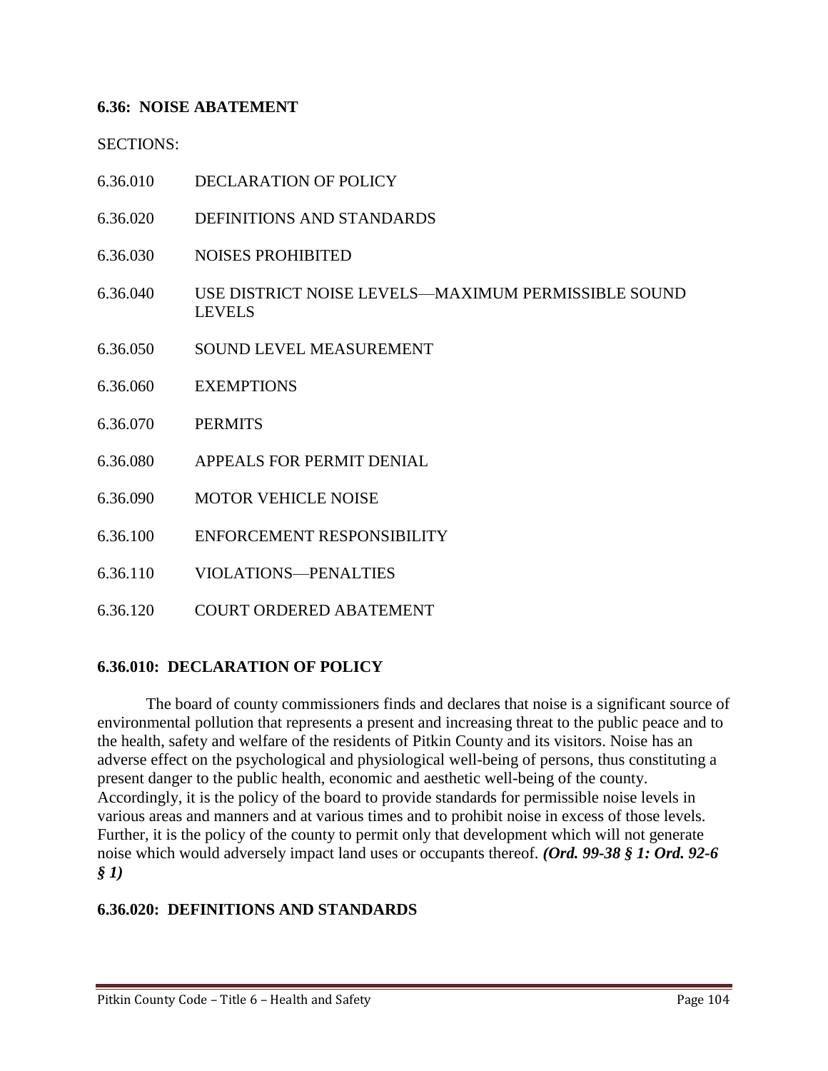## 6.36: NOISE ABATEMENT

SECTIONS:

| | |
|---|---|
| 6.36.010 | DECLARATION OF POLICY |
| 6.36.020 | DEFINITIONS AND STANDARDS |
| 6.36.030 | NOISES PROHIBITED |
| 6.36.040 | USE DISTRICT NOISE LEVELS—MAXIMUM PERMISSIBLE SOUND LEVELS |
| 6.36.050 | SOUND LEVEL MEASUREMENT |
| 6.36.060 | EXEMPTIONS |
| 6.36.070 | PERMITS |
| 6.36.080 | APPEALS FOR PERMIT DENIAL |
| 6.36.090 | MOTOR VEHICLE NOISE |
| 6.36.100 | ENFORCEMENT RESPONSIBILITY |
| 6.36.110 | VIOLATIONS—PENALTIES |
| 6.36.120 | COURT ORDERED ABATEMENT |

### 6.36.010: DECLARATION OF POLICY

The board of county commissioners finds and declares that noise is a significant source of environmental pollution that represents a present and increasing threat to the public peace and to the health, safety and welfare of the residents of Pitkin County and its visitors. Noise has an adverse effect on the psychological and physiological well-being of persons, thus constituting a present danger to the public health, economic and aesthetic well-being of the county. Accordingly, it is the policy of the board to provide standards for permissible noise levels in various areas and manners and at various times and to prohibit noise in excess of those levels. Further, it is the policy of the county to permit only that development which will not generate noise which would adversely impact land uses or occupants thereof. ***(Ord. 99-38 § 1: Ord. 92-6 § 1)***

### 6.36.020: DEFINITIONS AND STANDARDS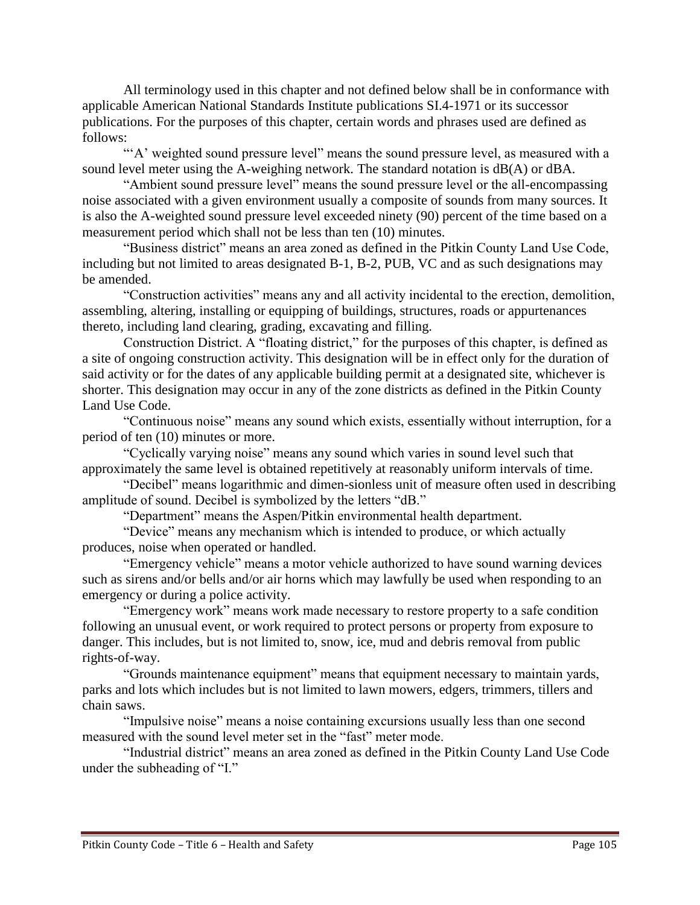All terminology used in this chapter and not defined below shall be in conformance with applicable American National Standards Institute publications SI.4-1971 or its successor publications. For the purposes of this chapter, certain words and phrases used are defined as follows:

"'A' weighted sound pressure level" means the sound pressure level, as measured with a sound level meter using the A-weighing network. The standard notation is dB(A) or dBA.

"Ambient sound pressure level" means the sound pressure level or the all-encompassing noise associated with a given environment usually a composite of sounds from many sources. It is also the A-weighted sound pressure level exceeded ninety (90) percent of the time based on a measurement period which shall not be less than ten (10) minutes.

"Business district" means an area zoned as defined in the Pitkin County Land Use Code, including but not limited to areas designated B-1, B-2, PUB, VC and as such designations may be amended.

"Construction activities" means any and all activity incidental to the erection, demolition, assembling, altering, installing or equipping of buildings, structures, roads or appurtenances thereto, including land clearing, grading, excavating and filling.

Construction District. A "floating district," for the purposes of this chapter, is defined as a site of ongoing construction activity. This designation will be in effect only for the duration of said activity or for the dates of any applicable building permit at a designated site, whichever is shorter. This designation may occur in any of the zone districts as defined in the Pitkin County Land Use Code.

"Continuous noise" means any sound which exists, essentially without interruption, for a period of ten (10) minutes or more.

"Cyclically varying noise" means any sound which varies in sound level such that approximately the same level is obtained repetitively at reasonably uniform intervals of time.

"Decibel" means logarithmic and dimen-sionless unit of measure often used in describing amplitude of sound. Decibel is symbolized by the letters "dB."

"Department" means the Aspen/Pitkin environmental health department.

"Device" means any mechanism which is intended to produce, or which actually produces, noise when operated or handled.

"Emergency vehicle" means a motor vehicle authorized to have sound warning devices such as sirens and/or bells and/or air horns which may lawfully be used when responding to an emergency or during a police activity.

"Emergency work" means work made necessary to restore property to a safe condition following an unusual event, or work required to protect persons or property from exposure to danger. This includes, but is not limited to, snow, ice, mud and debris removal from public rights-of-way.

"Grounds maintenance equipment" means that equipment necessary to maintain yards, parks and lots which includes but is not limited to lawn mowers, edgers, trimmers, tillers and chain saws.

"Impulsive noise" means a noise containing excursions usually less than one second measured with the sound level meter set in the "fast" meter mode.

"Industrial district" means an area zoned as defined in the Pitkin County Land Use Code under the subheading of "I."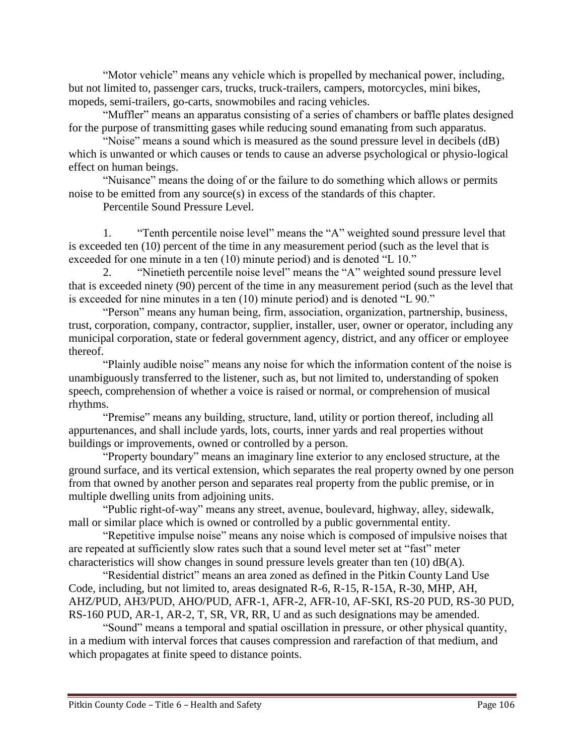"Motor vehicle" means any vehicle which is propelled by mechanical power, including, but not limited to, passenger cars, trucks, truck-trailers, campers, motorcycles, mini bikes, mopeds, semi-trailers, go-carts, snowmobiles and racing vehicles.

"Muffler" means an apparatus consisting of a series of chambers or baffle plates designed for the purpose of transmitting gases while reducing sound emanating from such apparatus.

"Noise" means a sound which is measured as the sound pressure level in decibels (dB) which is unwanted or which causes or tends to cause an adverse psychological or physio-logical effect on human beings.

"Nuisance" means the doing of or the failure to do something which allows or permits noise to be emitted from any source(s) in excess of the standards of this chapter.

Percentile Sound Pressure Level.

1. "Tenth percentile noise level" means the "A" weighted sound pressure level that is exceeded ten (10) percent of the time in any measurement period (such as the level that is exceeded for one minute in a ten (10) minute period) and is denoted "L 10."
2. "Ninetieth percentile noise level" means the "A" weighted sound pressure level that is exceeded ninety (90) percent of the time in any measurement period (such as the level that is exceeded for nine minutes in a ten (10) minute period) and is denoted "L 90."

"Person" means any human being, firm, association, organization, partnership, business, trust, corporation, company, contractor, supplier, installer, user, owner or operator, including any municipal corporation, state or federal government agency, district, and any officer or employee thereof.

"Plainly audible noise" means any noise for which the information content of the noise is unambiguously transferred to the listener, such as, but not limited to, understanding of spoken speech, comprehension of whether a voice is raised or normal, or comprehension of musical rhythms.

"Premise" means any building, structure, land, utility or portion thereof, including all appurtenances, and shall include yards, lots, courts, inner yards and real properties without buildings or improvements, owned or controlled by a person.

"Property boundary" means an imaginary line exterior to any enclosed structure, at the ground surface, and its vertical extension, which separates the real property owned by one person from that owned by another person and separates real property from the public premise, or in multiple dwelling units from adjoining units.

"Public right-of-way" means any street, avenue, boulevard, highway, alley, sidewalk, mall or similar place which is owned or controlled by a public governmental entity.

"Repetitive impulse noise" means any noise which is composed of impulsive noises that are repeated at sufficiently slow rates such that a sound level meter set at "fast" meter characteristics will show changes in sound pressure levels greater than ten (10) dB(A).

"Residential district" means an area zoned as defined in the Pitkin County Land Use Code, including, but not limited to, areas designated R-6, R-15, R-15A, R-30, MHP, AH, AHZ/PUD, AH3/PUD, AHO/PUD, AFR-1, AFR-2, AFR-10, AF-SKI, RS-20 PUD, RS-30 PUD, RS-160 PUD, AR-1, AR-2, T, SR, VR, RR, U and as such designations may be amended.

"Sound" means a temporal and spatial oscillation in pressure, or other physical quantity, in a medium with interval forces that causes compression and rarefaction of that medium, and which propagates at finite speed to distance points.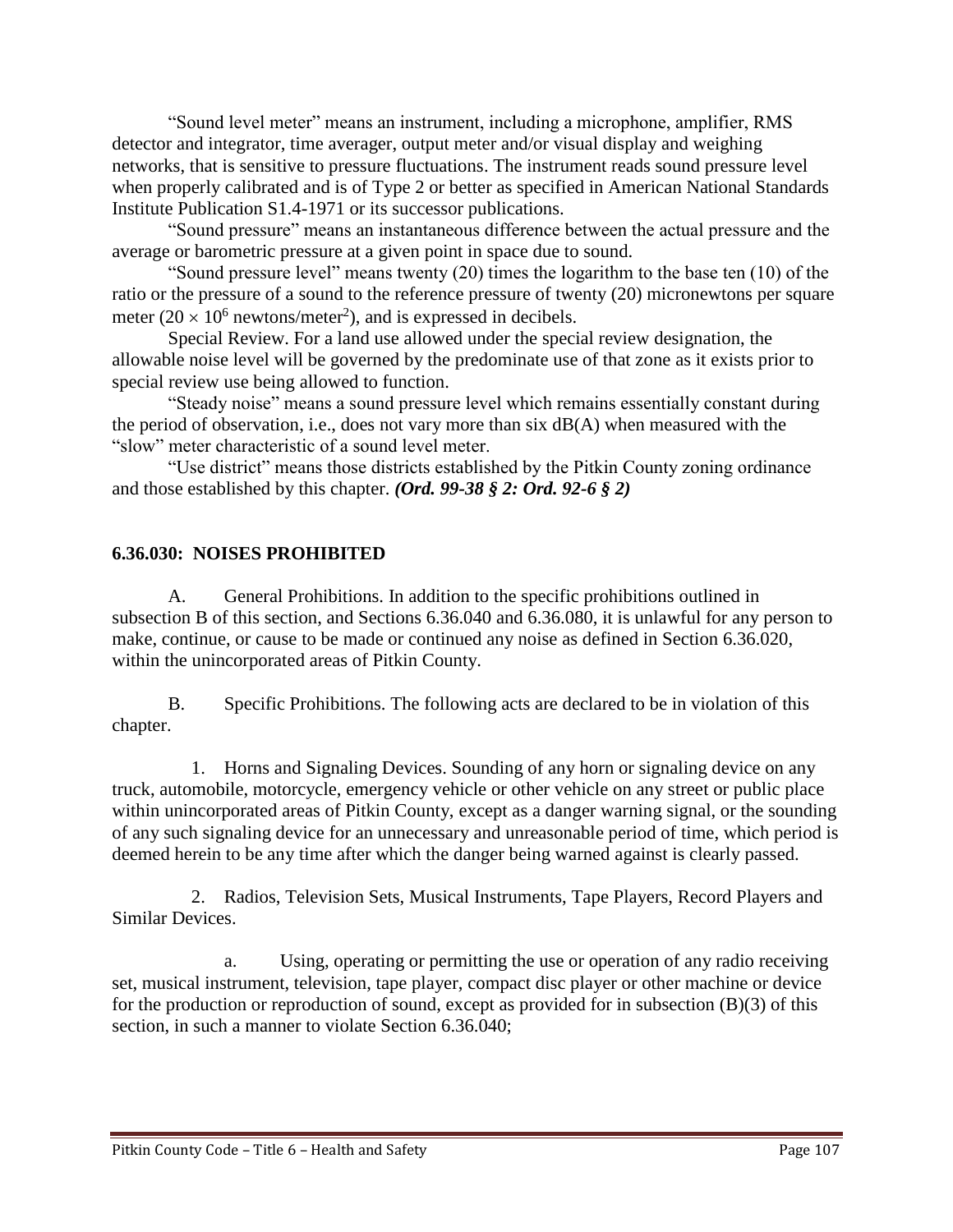"Sound level meter" means an instrument, including a microphone, amplifier, RMS detector and integrator, time averager, output meter and/or visual display and weighing networks, that is sensitive to pressure fluctuations. The instrument reads sound pressure level when properly calibrated and is of Type 2 or better as specified in American National Standards Institute Publication S1.4-1971 or its successor publications.

"Sound pressure" means an instantaneous difference between the actual pressure and the average or barometric pressure at a given point in space due to sound.

"Sound pressure level" means twenty (20) times the logarithm to the base ten (10) of the ratio or the pressure of a sound to the reference pressure of twenty (20) micronewtons per square meter ($20 \times 10^6$ newtons/meter$^2$), and is expressed in decibels.

Special Review. For a land use allowed under the special review designation, the allowable noise level will be governed by the predominate use of that zone as it exists prior to special review use being allowed to function.

"Steady noise" means a sound pressure level which remains essentially constant during the period of observation, i.e., does not vary more than six dB(A) when measured with the "slow" meter characteristic of a sound level meter.

"Use district" means those districts established by the Pitkin County zoning ordinance and those established by this chapter. ***(Ord. 99-38 § 2: Ord. 92-6 § 2)***

### 6.36.030: NOISES PROHIBITED

A. General Prohibitions. In addition to the specific prohibitions outlined in subsection B of this section, and Sections 6.36.040 and 6.36.080, it is unlawful for any person to make, continue, or cause to be made or continued any noise as defined in Section 6.36.020, within the unincorporated areas of Pitkin County.

B. Specific Prohibitions. The following acts are declared to be in violation of this chapter.

1. Horns and Signaling Devices. Sounding of any horn or signaling device on any truck, automobile, motorcycle, emergency vehicle or other vehicle on any street or public place within unincorporated areas of Pitkin County, except as a danger warning signal, or the sounding of any such signaling device for an unnecessary and unreasonable period of time, which period is deemed herein to be any time after which the danger being warned against is clearly passed.

2. Radios, Television Sets, Musical Instruments, Tape Players, Record Players and Similar Devices.

a. Using, operating or permitting the use or operation of any radio receiving set, musical instrument, television, tape player, compact disc player or other machine or device for the production or reproduction of sound, except as provided for in subsection (B)(3) of this section, in such a manner to violate Section 6.36.040;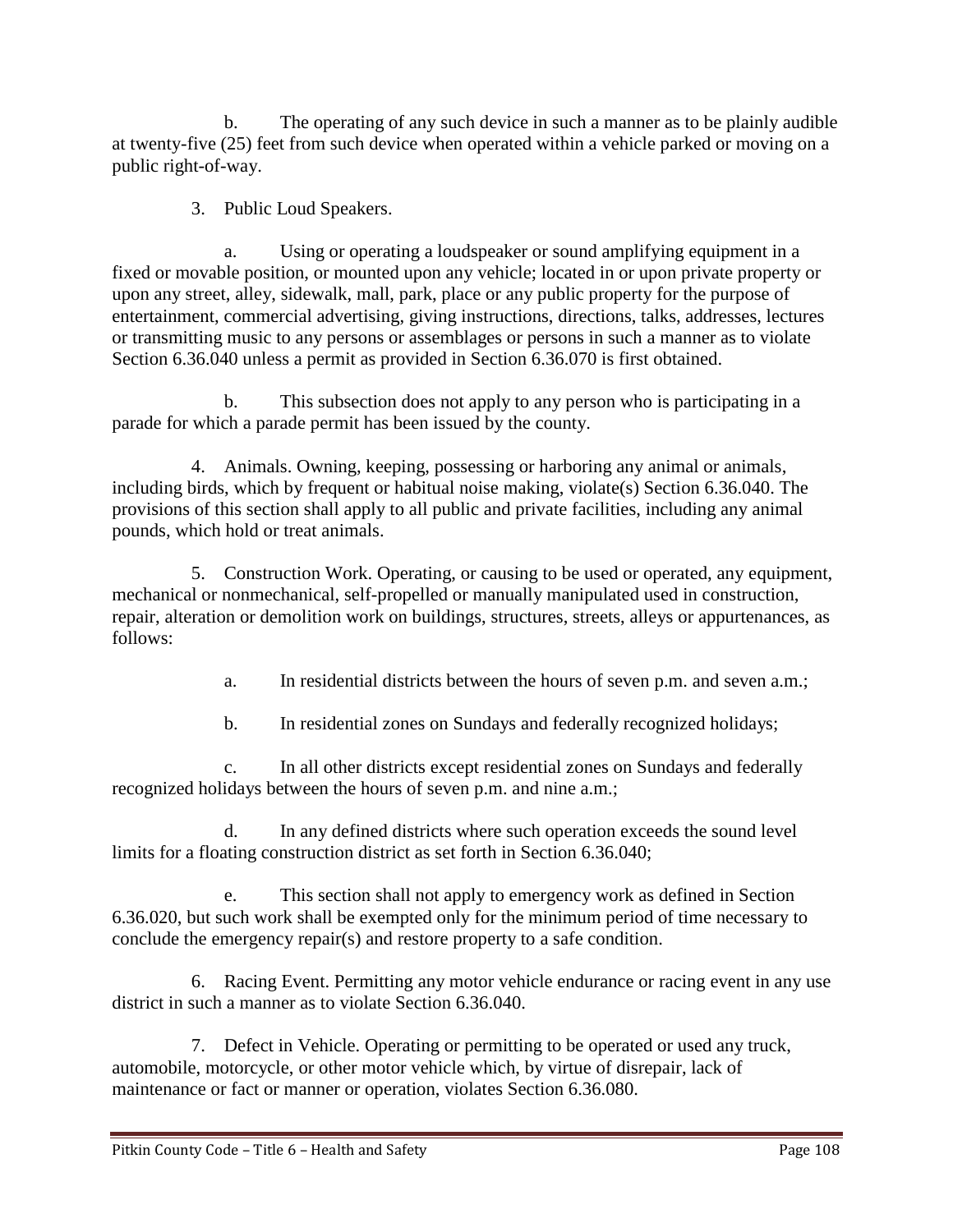b. The operating of any such device in such a manner as to be plainly audible at twenty-five (25) feet from such device when operated within a vehicle parked or moving on a public right-of-way.

3. Public Loud Speakers.

a. Using or operating a loudspeaker or sound amplifying equipment in a fixed or movable position, or mounted upon any vehicle; located in or upon private property or upon any street, alley, sidewalk, mall, park, place or any public property for the purpose of entertainment, commercial advertising, giving instructions, directions, talks, addresses, lectures or transmitting music to any persons or assemblages or persons in such a manner as to violate Section 6.36.040 unless a permit as provided in Section 6.36.070 is first obtained.

b. This subsection does not apply to any person who is participating in a parade for which a parade permit has been issued by the county.

4. Animals. Owning, keeping, possessing or harboring any animal or animals, including birds, which by frequent or habitual noise making, violate(s) Section 6.36.040. The provisions of this section shall apply to all public and private facilities, including any animal pounds, which hold or treat animals.

5. Construction Work. Operating, or causing to be used or operated, any equipment, mechanical or nonmechanical, self-propelled or manually manipulated used in construction, repair, alteration or demolition work on buildings, structures, streets, alleys or appurtenances, as follows:

a. In residential districts between the hours of seven p.m. and seven a.m.;

b. In residential zones on Sundays and federally recognized holidays;

c. In all other districts except residential zones on Sundays and federally recognized holidays between the hours of seven p.m. and nine a.m.;

d. In any defined districts where such operation exceeds the sound level limits for a floating construction district as set forth in Section 6.36.040;

e. This section shall not apply to emergency work as defined in Section 6.36.020, but such work shall be exempted only for the minimum period of time necessary to conclude the emergency repair(s) and restore property to a safe condition.

6. Racing Event. Permitting any motor vehicle endurance or racing event in any use district in such a manner as to violate Section 6.36.040.

7. Defect in Vehicle. Operating or permitting to be operated or used any truck, automobile, motorcycle, or other motor vehicle which, by virtue of disrepair, lack of maintenance or fact or manner or operation, violates Section 6.36.080.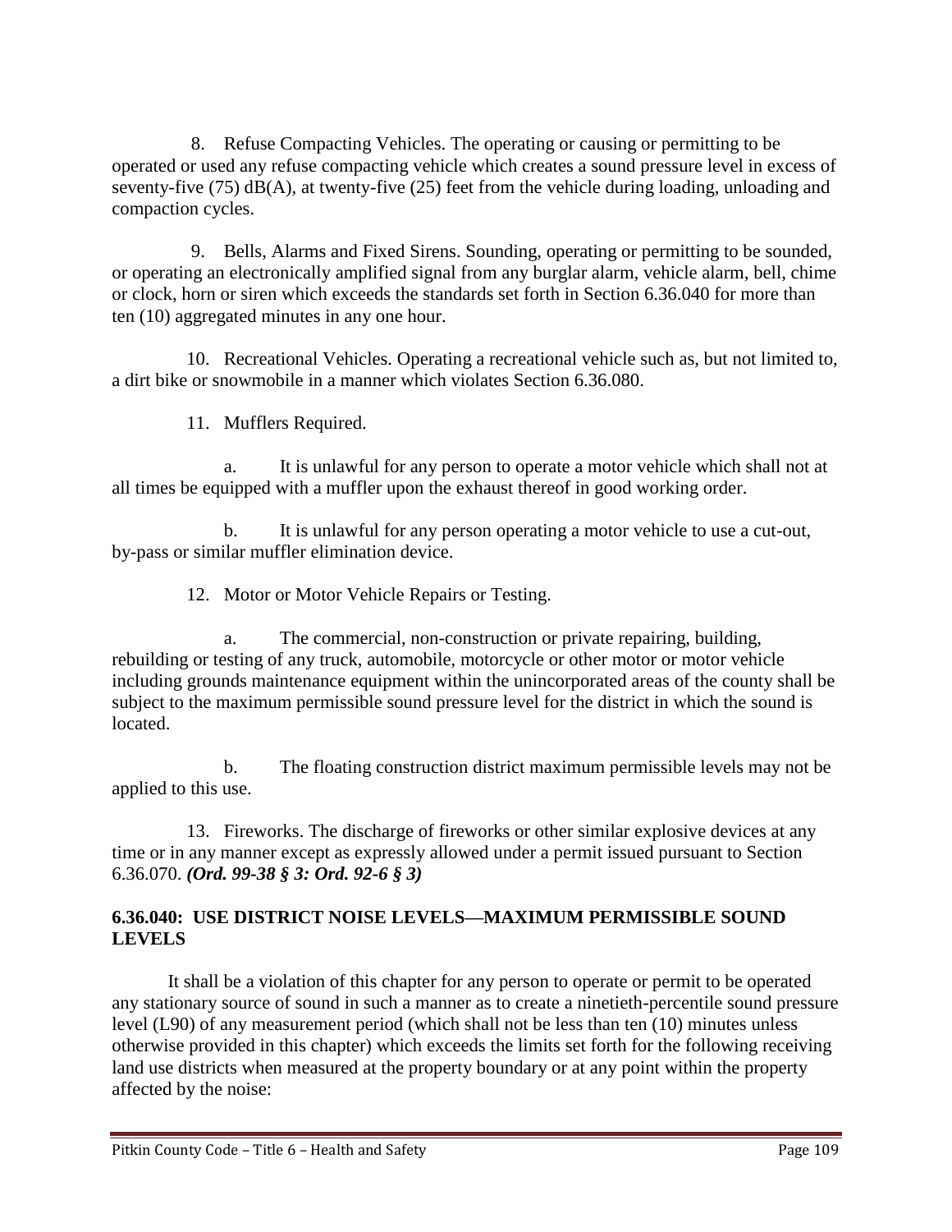8. Refuse Compacting Vehicles. The operating or causing or permitting to be operated or used any refuse compacting vehicle which creates a sound pressure level in excess of seventy-five (75) dB(A), at twenty-five (25) feet from the vehicle during loading, unloading and compaction cycles.

9. Bells, Alarms and Fixed Sirens. Sounding, operating or permitting to be sounded, or operating an electronically amplified signal from any burglar alarm, vehicle alarm, bell, chime or clock, horn or siren which exceeds the standards set forth in Section 6.36.040 for more than ten (10) aggregated minutes in any one hour.

10. Recreational Vehicles. Operating a recreational vehicle such as, but not limited to, a dirt bike or snowmobile in a manner which violates Section 6.36.080.

11. Mufflers Required.

a. It is unlawful for any person to operate a motor vehicle which shall not at all times be equipped with a muffler upon the exhaust thereof in good working order.

b. It is unlawful for any person operating a motor vehicle to use a cut-out, by-pass or similar muffler elimination device.

12. Motor or Motor Vehicle Repairs or Testing.

a. The commercial, non-construction or private repairing, building, rebuilding or testing of any truck, automobile, motorcycle or other motor or motor vehicle including grounds maintenance equipment within the unincorporated areas of the county shall be subject to the maximum permissible sound pressure level for the district in which the sound is located.

b. The floating construction district maximum permissible levels may not be applied to this use.

13. Fireworks. The discharge of fireworks or other similar explosive devices at any time or in any manner except as expressly allowed under a permit issued pursuant to Section 6.36.070. ***(Ord. 99-38 § 3: Ord. 92-6 § 3)***

## 6.36.040: USE DISTRICT NOISE LEVELS—MAXIMUM PERMISSIBLE SOUND LEVELS

It shall be a violation of this chapter for any person to operate or permit to be operated any stationary source of sound in such a manner as to create a ninetieth-percentile sound pressure level (L90) of any measurement period (which shall not be less than ten (10) minutes unless otherwise provided in this chapter) which exceeds the limits set forth for the following receiving land use districts when measured at the property boundary or at any point within the property affected by the noise: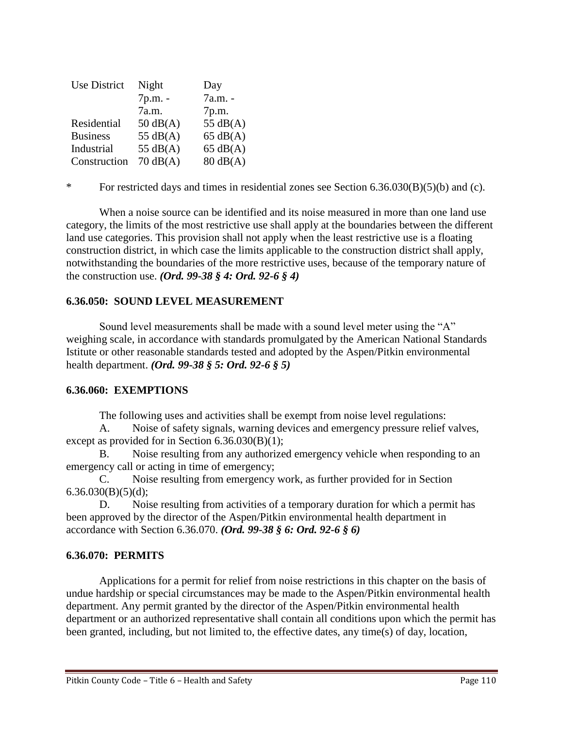| Use District | Night 7p.m. - 7a.m. | Day 7a.m. - 7p.m. |
|---|---|---|
| Residential | 50 dB(A) | 55 dB(A) |
| Business | 55 dB(A) | 65 dB(A) |
| Industrial | 55 dB(A) | 65 dB(A) |
| Construction | 70 dB(A) | 80 dB(A) |

\* For restricted days and times in residential zones see Section 6.36.030(B)(5)(b) and (c).

When a noise source can be identified and its noise measured in more than one land use category, the limits of the most restrictive use shall apply at the boundaries between the different land use categories. This provision shall not apply when the least restrictive use is a floating construction district, in which case the limits applicable to the construction district shall apply, notwithstanding the boundaries of the more restrictive uses, because of the temporary nature of the construction use. ***(Ord. 99-38 § 4: Ord. 92-6 § 4)***

### 6.36.050: SOUND LEVEL MEASUREMENT

Sound level measurements shall be made with a sound level meter using the "A" weighing scale, in accordance with standards promulgated by the American National Standards Istitute or other reasonable standards tested and adopted by the Aspen/Pitkin environmental health department. ***(Ord. 99-38 § 5: Ord. 92-6 § 5)***

### 6.36.060: EXEMPTIONS

The following uses and activities shall be exempt from noise level regulations:

A. Noise of safety signals, warning devices and emergency pressure relief valves, except as provided for in Section 6.36.030(B)(1);

B. Noise resulting from any authorized emergency vehicle when responding to an emergency call or acting in time of emergency;

C. Noise resulting from emergency work, as further provided for in Section 6.36.030(B)(5)(d);

D. Noise resulting from activities of a temporary duration for which a permit has been approved by the director of the Aspen/Pitkin environmental health department in accordance with Section 6.36.070. ***(Ord. 99-38 § 6: Ord. 92-6 § 6)***

### 6.36.070: PERMITS

Applications for a permit for relief from noise restrictions in this chapter on the basis of undue hardship or special circumstances may be made to the Aspen/Pitkin environmental health department. Any permit granted by the director of the Aspen/Pitkin environmental health department or an authorized representative shall contain all conditions upon which the permit has been granted, including, but not limited to, the effective dates, any time(s) of day, location,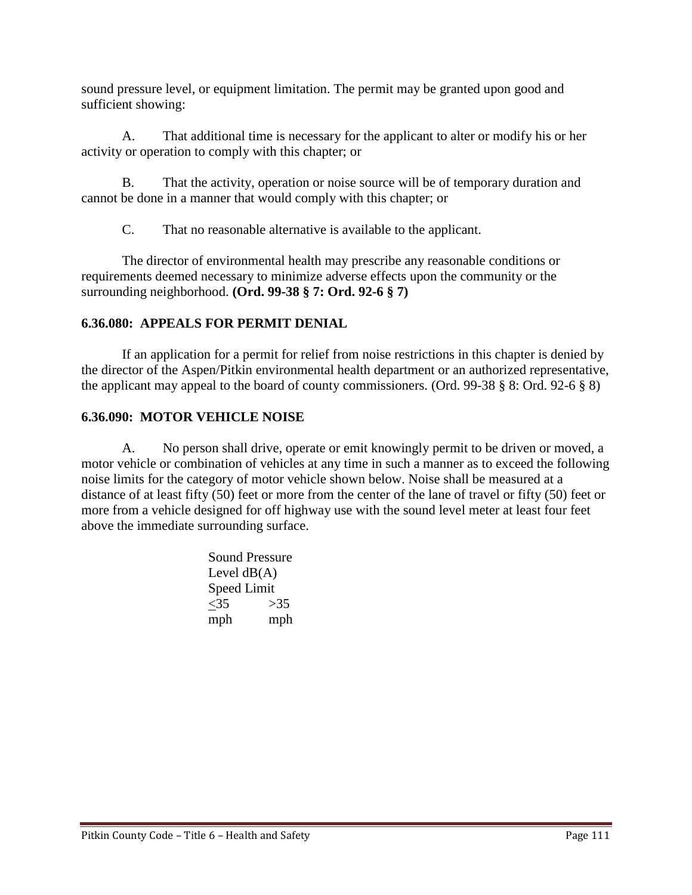sound pressure level, or equipment limitation. The permit may be granted upon good and sufficient showing:

A. That additional time is necessary for the applicant to alter or modify his or her activity or operation to comply with this chapter; or

B. That the activity, operation or noise source will be of temporary duration and cannot be done in a manner that would comply with this chapter; or

C. That no reasonable alternative is available to the applicant.

The director of environmental health may prescribe any reasonable conditions or requirements deemed necessary to minimize adverse effects upon the community or the surrounding neighborhood. **(Ord. 99-38 § 7: Ord. 92-6 § 7)**

### 6.36.080: APPEALS FOR PERMIT DENIAL

If an application for a permit for relief from noise restrictions in this chapter is denied by the director of the Aspen/Pitkin environmental health department or an authorized representative, the applicant may appeal to the board of county commissioners. (Ord. 99-38 § 8: Ord. 92-6 § 8)

### 6.36.090: MOTOR VEHICLE NOISE

A. No person shall drive, operate or emit knowingly permit to be driven or moved, a motor vehicle or combination of vehicles at any time in such a manner as to exceed the following noise limits for the category of motor vehicle shown below. Noise shall be measured at a distance of at least fifty (50) feet or more from the center of the lane of travel or fifty (50) feet or more from a vehicle designed for off highway use with the sound level meter at least four feet above the immediate surrounding surface.

| Sound Pressure Level dB(A) Speed Limit | |
|---|---|
| ≤35 mph | >35 mph |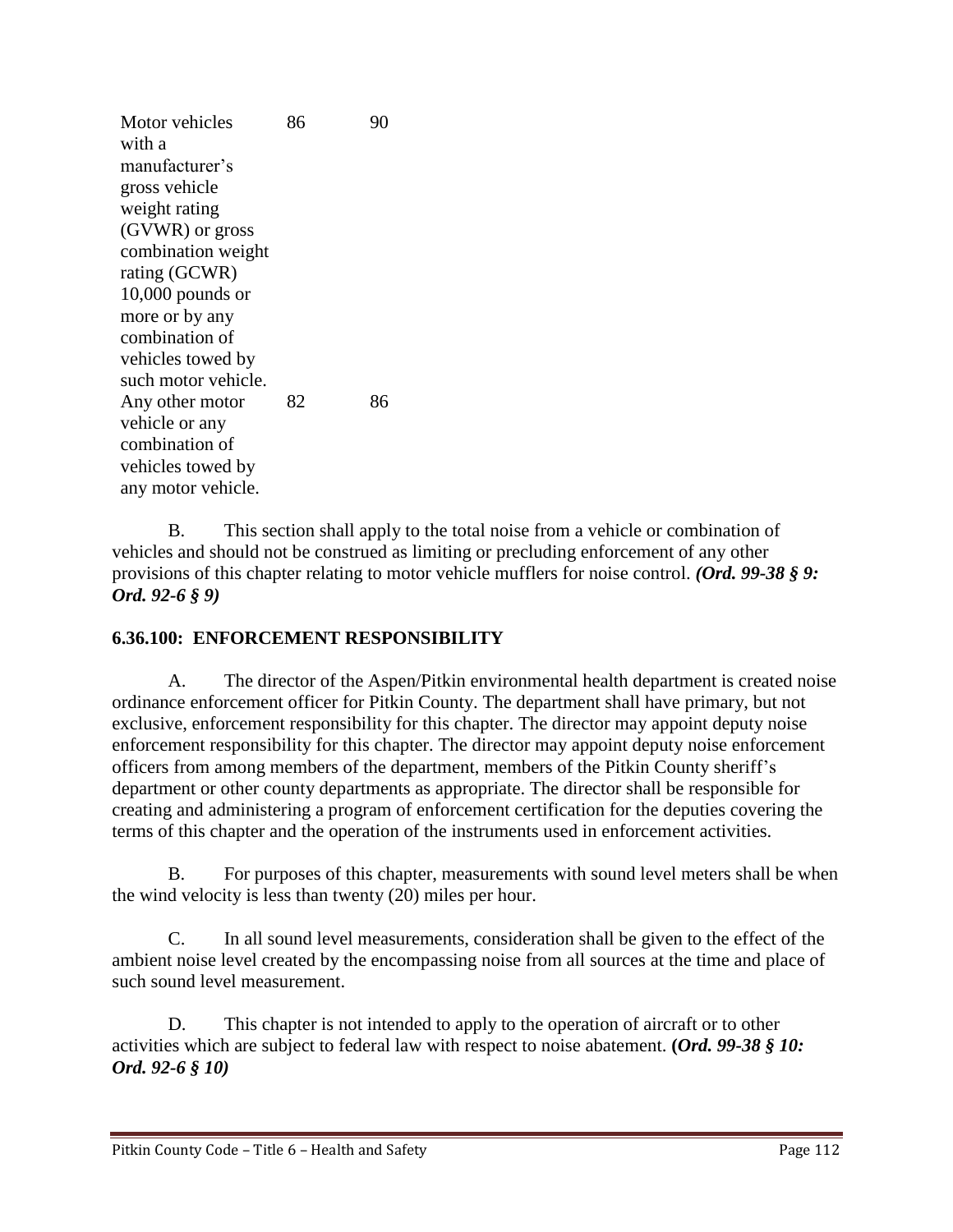| | | |
|---|---|---|
| Motor vehicles with a manufacturer's gross vehicle weight rating (GVWR) or gross combination weight rating (GCWR) 10,000 pounds or more or by any combination of vehicles towed by such motor vehicle. | 86 | 90 |
| Any other motor vehicle or any combination of vehicles towed by any motor vehicle. | 82 | 86 |

B. This section shall apply to the total noise from a vehicle or combination of vehicles and should not be construed as limiting or precluding enforcement of any other provisions of this chapter relating to motor vehicle mufflers for noise control. ***(Ord. 99-38 § 9: Ord. 92-6 § 9)***

### 6.36.100: ENFORCEMENT RESPONSIBILITY

A. The director of the Aspen/Pitkin environmental health department is created noise ordinance enforcement officer for Pitkin County. The department shall have primary, but not exclusive, enforcement responsibility for this chapter. The director may appoint deputy noise enforcement responsibility for this chapter. The director may appoint deputy noise enforcement officers from among members of the department, members of the Pitkin County sheriff's department or other county departments as appropriate. The director shall be responsible for creating and administering a program of enforcement certification for the deputies covering the terms of this chapter and the operation of the instruments used in enforcement activities.

B. For purposes of this chapter, measurements with sound level meters shall be when the wind velocity is less than twenty (20) miles per hour.

C. In all sound level measurements, consideration shall be given to the effect of the ambient noise level created by the encompassing noise from all sources at the time and place of such sound level measurement.

D. This chapter is not intended to apply to the operation of aircraft or to other activities which are subject to federal law with respect to noise abatement. **(*Ord. 99-38 § 10: Ord. 92-6 § 10)***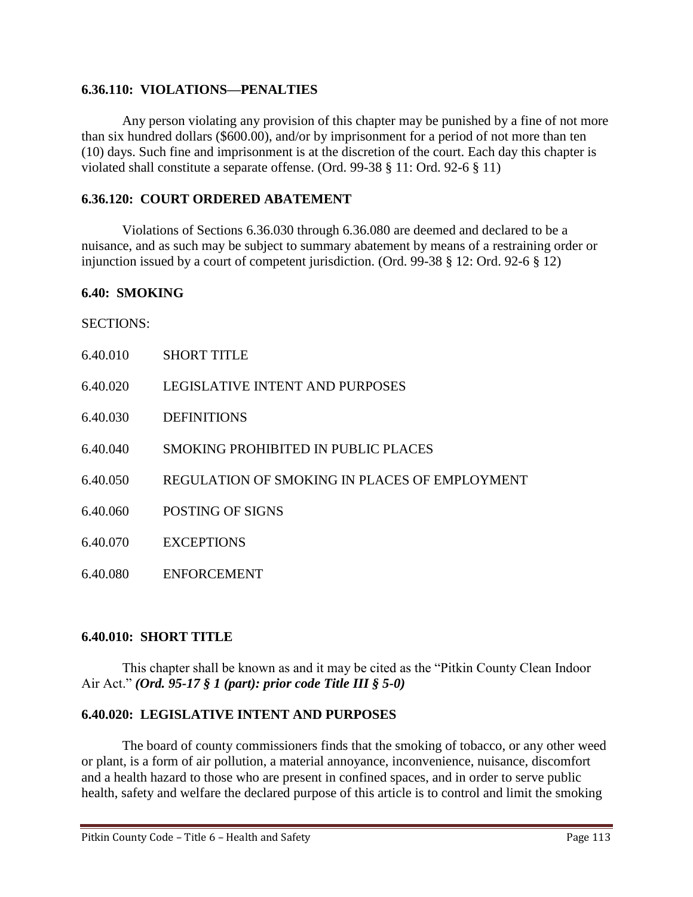### 6.36.110: VIOLATIONS—PENALTIES

Any person violating any provision of this chapter may be punished by a fine of not more than six hundred dollars ($600.00), and/or by imprisonment for a period of not more than ten (10) days. Such fine and imprisonment is at the discretion of the court. Each day this chapter is violated shall constitute a separate offense. (Ord. 99-38 § 11: Ord. 92-6 § 11)

### 6.36.120: COURT ORDERED ABATEMENT

Violations of Sections 6.36.030 through 6.36.080 are deemed and declared to be a nuisance, and as such may be subject to summary abatement by means of a restraining order or injunction issued by a court of competent jurisdiction. (Ord. 99-38 § 12: Ord. 92-6 § 12)

## 6.40: SMOKING

SECTIONS:

| | |
|---|---|
| 6.40.010 | SHORT TITLE |
| 6.40.020 | LEGISLATIVE INTENT AND PURPOSES |
| 6.40.030 | DEFINITIONS |
| 6.40.040 | SMOKING PROHIBITED IN PUBLIC PLACES |
| 6.40.050 | REGULATION OF SMOKING IN PLACES OF EMPLOYMENT |
| 6.40.060 | POSTING OF SIGNS |
| 6.40.070 | EXCEPTIONS |
| 6.40.080 | ENFORCEMENT |

### 6.40.010: SHORT TITLE

This chapter shall be known as and it may be cited as the "Pitkin County Clean Indoor Air Act." ***(Ord. 95-17 § 1 (part): prior code Title III § 5-0)***

### 6.40.020: LEGISLATIVE INTENT AND PURPOSES

The board of county commissioners finds that the smoking of tobacco, or any other weed or plant, is a form of air pollution, a material annoyance, inconvenience, nuisance, discomfort and a health hazard to those who are present in confined spaces, and in order to serve public health, safety and welfare the declared purpose of this article is to control and limit the smoking